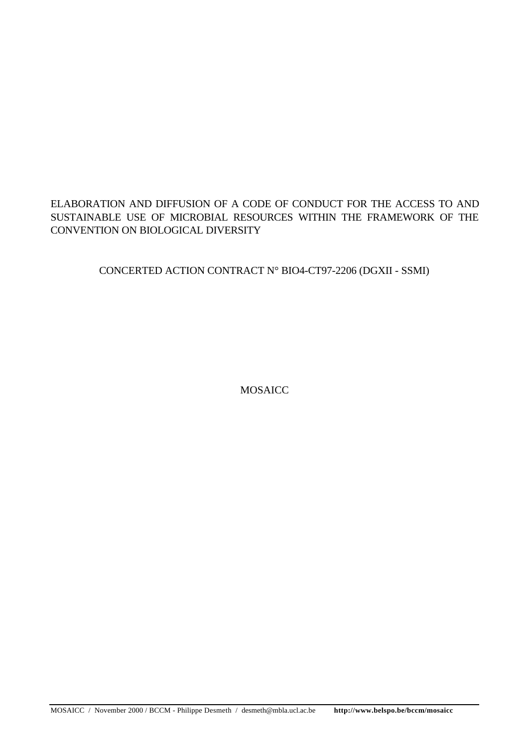# ELABORATION AND DIFFUSION OF A CODE OF CONDUCT FOR THE ACCESS TO AND SUSTAINABLE USE OF MICROBIAL RESOURCES WITHIN THE FRAMEWORK OF THE CONVENTION ON BIOLOGICAL DIVERSITY

CONCERTED ACTION CONTRACT N° BIO4-CT97-2206 (DGXII - SSMI)

MOSAICC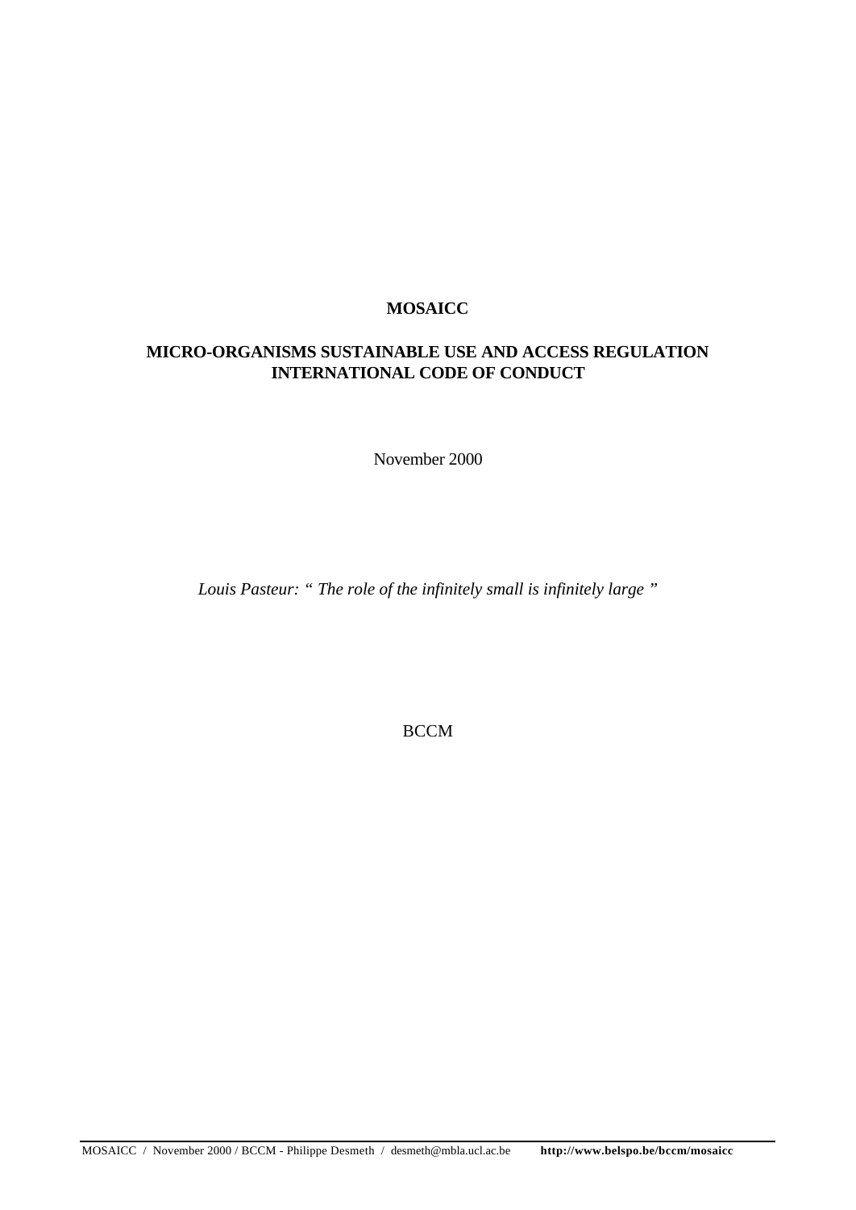**MOSAICC**

**MICRO-ORGANISMS SUSTAINABLE USE AND ACCESS REGULATION INTERNATIONAL CODE OF CONDUCT**

November 2000

*Louis Pasteur: " The role of the infinitely small is infinitely large "*

BCCM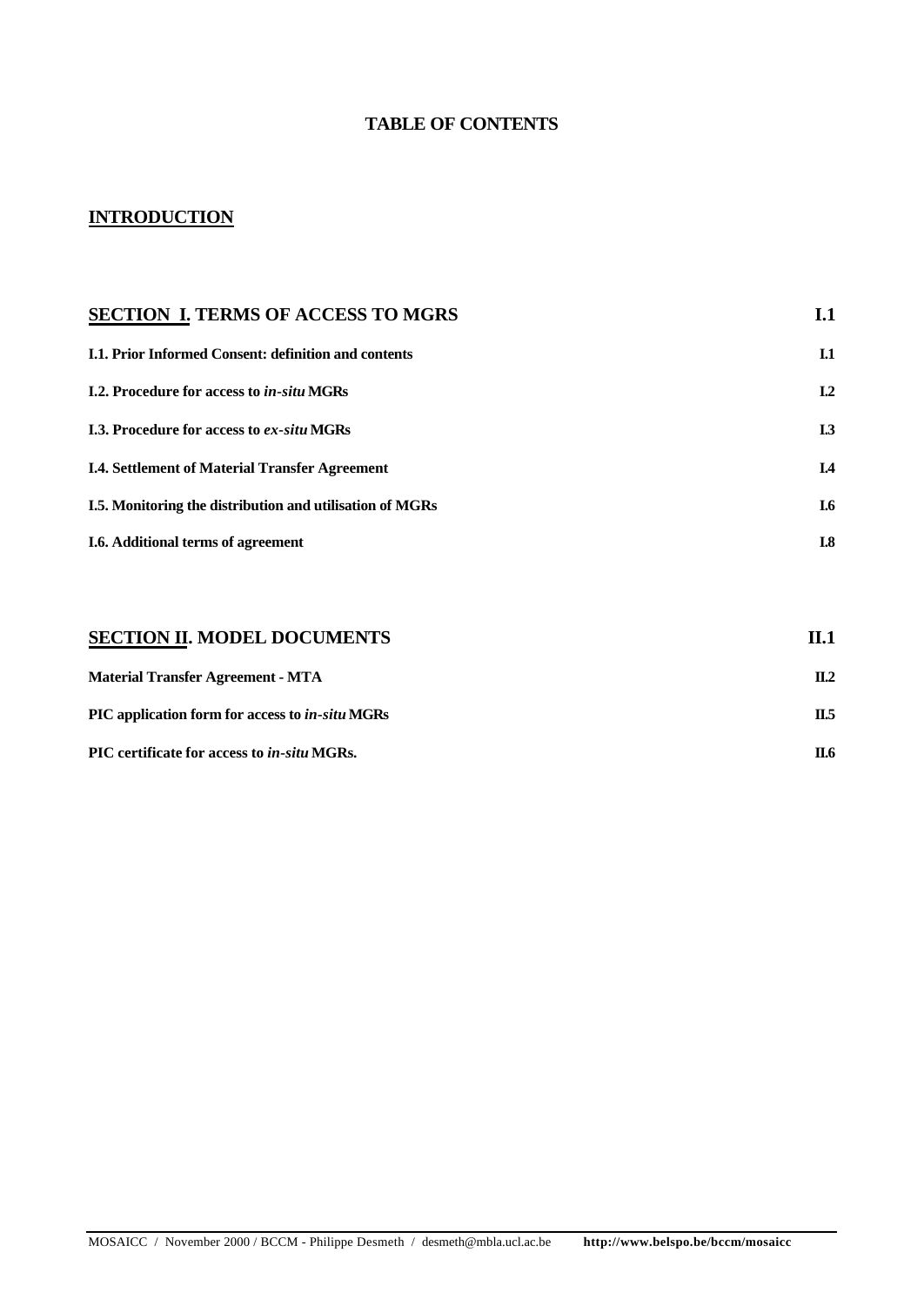# TABLE OF CONTENTS

## INTRODUCTION

| | |
|---|---|
| **SECTION I. TERMS OF ACCESS TO MGRS** | **I.1** |
| **I.1. Prior Informed Consent: definition and contents** | **I.1** |
| **I.2. Procedure for access to *in-situ* MGRs** | **I.2** |
| **I.3. Procedure for access to *ex-situ* MGRs** | **I.3** |
| **I.4. Settlement of Material Transfer Agreement** | **I.4** |
| **I.5. Monitoring the distribution and utilisation of MGRs** | **I.6** |
| **I.6. Additional terms of agreement** | **I.8** |

| | |
|---|---|
| **SECTION II. MODEL DOCUMENTS** | **II.1** |
| **Material Transfer Agreement - MTA** | **II.2** |
| **PIC application form for access to *in-situ* MGRs** | **II.5** |
| **PIC certificate for access to *in-situ* MGRs.** | **II.6** |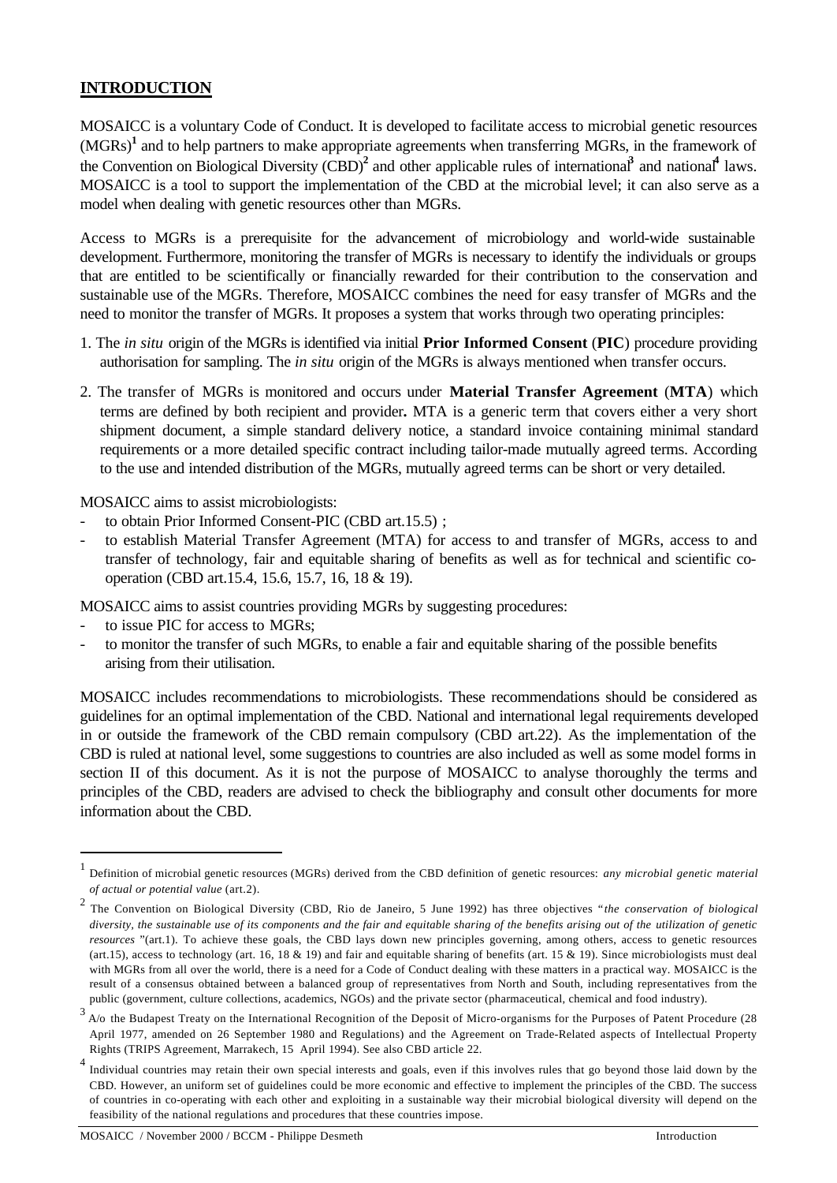## INTRODUCTION

MOSAICC is a voluntary Code of Conduct. It is developed to facilitate access to microbial genetic resources (MGRs)[1] and to help partners to make appropriate agreements when transferring MGRs, in the framework of the Convention on Biological Diversity (CBD)[2] and other applicable rules of international[3] and national[4] laws. MOSAICC is a tool to support the implementation of the CBD at the microbial level; it can also serve as a model when dealing with genetic resources other than MGRs.

Access to MGRs is a prerequisite for the advancement of microbiology and world-wide sustainable development. Furthermore, monitoring the transfer of MGRs is necessary to identify the individuals or groups that are entitled to be scientifically or financially rewarded for their contribution to the conservation and sustainable use of the MGRs. Therefore, MOSAICC combines the need for easy transfer of MGRs and the need to monitor the transfer of MGRs. It proposes a system that works through two operating principles:

1. The *in situ* origin of the MGRs is identified via initial **Prior Informed Consent** (**PIC**) procedure providing authorisation for sampling. The *in situ* origin of the MGRs is always mentioned when transfer occurs.
2. The transfer of MGRs is monitored and occurs under **Material Transfer Agreement** (**MTA**) which terms are defined by both recipient and provider**.** MTA is a generic term that covers either a very short shipment document, a simple standard delivery notice, a standard invoice containing minimal standard requirements or a more detailed specific contract including tailor-made mutually agreed terms. According to the use and intended distribution of the MGRs, mutually agreed terms can be short or very detailed.

MOSAICC aims to assist microbiologists:

- to obtain Prior Informed Consent-PIC (CBD art.15.5) ;
- to establish Material Transfer Agreement (MTA) for access to and transfer of MGRs, access to and transfer of technology, fair and equitable sharing of benefits as well as for technical and scientific co-operation (CBD art.15.4, 15.6, 15.7, 16, 18 & 19).

MOSAICC aims to assist countries providing MGRs by suggesting procedures:

- to issue PIC for access to MGRs;
- to monitor the transfer of such MGRs, to enable a fair and equitable sharing of the possible benefits arising from their utilisation.

MOSAICC includes recommendations to microbiologists. These recommendations should be considered as guidelines for an optimal implementation of the CBD. National and international legal requirements developed in or outside the framework of the CBD remain compulsory (CBD art.22). As the implementation of the CBD is ruled at national level, some suggestions to countries are also included as well as some model forms in section II of this document. As it is not the purpose of MOSAICC to analyse thoroughly the terms and principles of the CBD, readers are advised to check the bibliography and consult other documents for more information about the CBD.

---

[1] Definition of microbial genetic resources (MGRs) derived from the CBD definition of genetic resources: *any microbial genetic material of actual or potential value* (art.2).

[2] The Convention on Biological Diversity (CBD, Rio de Janeiro, 5 June 1992) has three objectives "*the conservation of biological diversity, the sustainable use of its components and the fair and equitable sharing of the benefits arising out of the utilization of genetic resources* "(art.1). To achieve these goals, the CBD lays down new principles governing, among others, access to genetic resources (art.15), access to technology (art. 16, 18 & 19) and fair and equitable sharing of benefits (art. 15 & 19). Since microbiologists must deal with MGRs from all over the world, there is a need for a Code of Conduct dealing with these matters in a practical way. MOSAICC is the result of a consensus obtained between a balanced group of representatives from North and South, including representatives from the public (government, culture collections, academics, NGOs) and the private sector (pharmaceutical, chemical and food industry).

[3] A/o the Budapest Treaty on the International Recognition of the Deposit of Micro-organisms for the Purposes of Patent Procedure (28 April 1977, amended on 26 September 1980 and Regulations) and the Agreement on Trade-Related aspects of Intellectual Property Rights (TRIPS Agreement, Marrakech, 15 April 1994). See also CBD article 22.

[4] Individual countries may retain their own special interests and goals, even if this involves rules that go beyond those laid down by the CBD. However, an uniform set of guidelines could be more economic and effective to implement the principles of the CBD. The success of countries in co-operating with each other and exploiting in a sustainable way their microbial biological diversity will depend on the feasibility of the national regulations and procedures that these countries impose.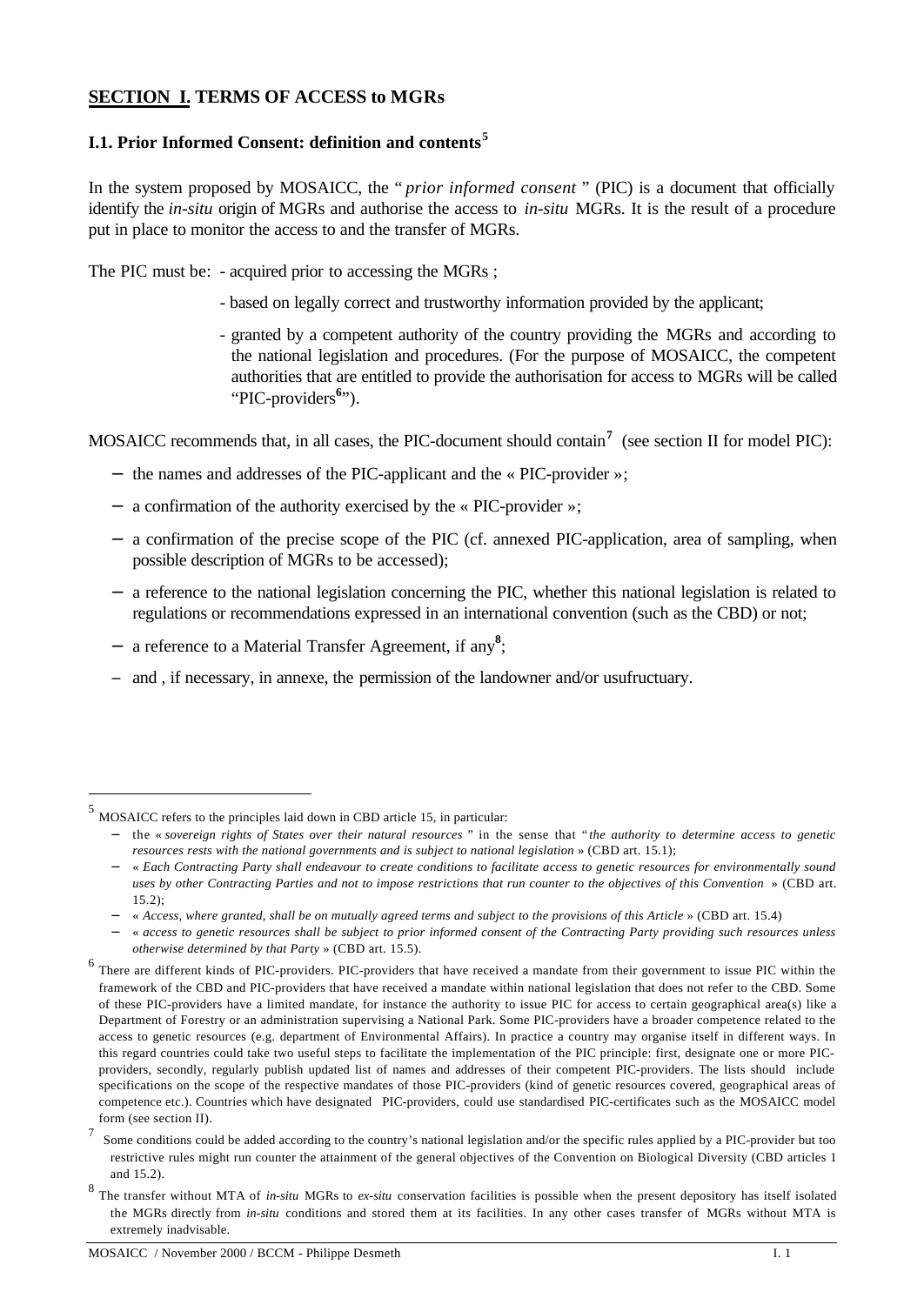## **SECTION I.** **TERMS OF ACCESS to MGRs**

### I.1. Prior Informed Consent: definition and contents[5]

In the system proposed by MOSAICC, the "*prior informed consent*" (PIC) is a document that officially identify the *in-situ* origin of MGRs and authorise the access to *in-situ* MGRs. It is the result of a procedure put in place to monitor the access to and the transfer of MGRs.

The PIC must be:

- acquired prior to accessing the MGRs ;
- based on legally correct and trustworthy information provided by the applicant;
- granted by a competent authority of the country providing the MGRs and according to the national legislation and procedures. (For the purpose of MOSAICC, the competent authorities that are entitled to provide the authorisation for access to MGRs will be called "PIC-providers[6]").

MOSAICC recommends that, in all cases, the PIC-document should contain[7] (see section II for model PIC):

- the names and addresses of the PIC-applicant and the « PIC-provider »;
- a confirmation of the authority exercised by the « PIC-provider »;
- a confirmation of the precise scope of the PIC (cf. annexed PIC-application, area of sampling, when possible description of MGRs to be accessed);
- a reference to the national legislation concerning the PIC, whether this national legislation is related to regulations or recommendations expressed in an international convention (such as the CBD) or not;
- a reference to a Material Transfer Agreement, if any[8];
- and , if necessary, in annexe, the permission of the landowner and/or usufructuary.

---

[5] MOSAICC refers to the principles laid down in CBD article 15, in particular:

- the « *sovereign rights of States over their natural resources* " in the sense that "*the authority to determine access to genetic resources rests with the national governments and is subject to national legislation* » (CBD art. 15.1);
- « *Each Contracting Party shall endeavour to create conditions to facilitate access to genetic resources for environmentally sound uses by other Contracting Parties and not to impose restrictions that run counter to the objectives of this Convention* » (CBD art. 15.2);
- « *Access, where granted, shall be on mutually agreed terms and subject to the provisions of this Article* » (CBD art. 15.4)
- « *access to genetic resources shall be subject to prior informed consent of the Contracting Party providing such resources unless otherwise determined by that Party* » (CBD art. 15.5).

[6] There are different kinds of PIC-providers. PIC-providers that have received a mandate from their government to issue PIC within the framework of the CBD and PIC-providers that have received a mandate within national legislation that does not refer to the CBD. Some of these PIC-providers have a limited mandate, for instance the authority to issue PIC for access to certain geographical area(s) like a Department of Forestry or an administration supervising a National Park. Some PIC-providers have a broader competence related to the access to genetic resources (e.g. department of Environmental Affairs). In practice a country may organise itself in different ways. In this regard countries could take two useful steps to facilitate the implementation of the PIC principle: first, designate one or more PIC-providers, secondly, regularly publish updated list of names and addresses of their competent PIC-providers. The lists should include specifications on the scope of the respective mandates of those PIC-providers (kind of genetic resources covered, geographical areas of competence etc.). Countries which have designated PIC-providers, could use standardised PIC-certificates such as the MOSAICC model form (see section II).

[7] Some conditions could be added according to the country's national legislation and/or the specific rules applied by a PIC-provider but too restrictive rules might run counter the attainment of the general objectives of the Convention on Biological Diversity (CBD articles 1 and 15.2).

[8] The transfer without MTA of *in-situ* MGRs to *ex-situ* conservation facilities is possible when the present depository has itself isolated the MGRs directly from *in-situ* conditions and stored them at its facilities. In any other cases transfer of MGRs without MTA is extremely inadvisable.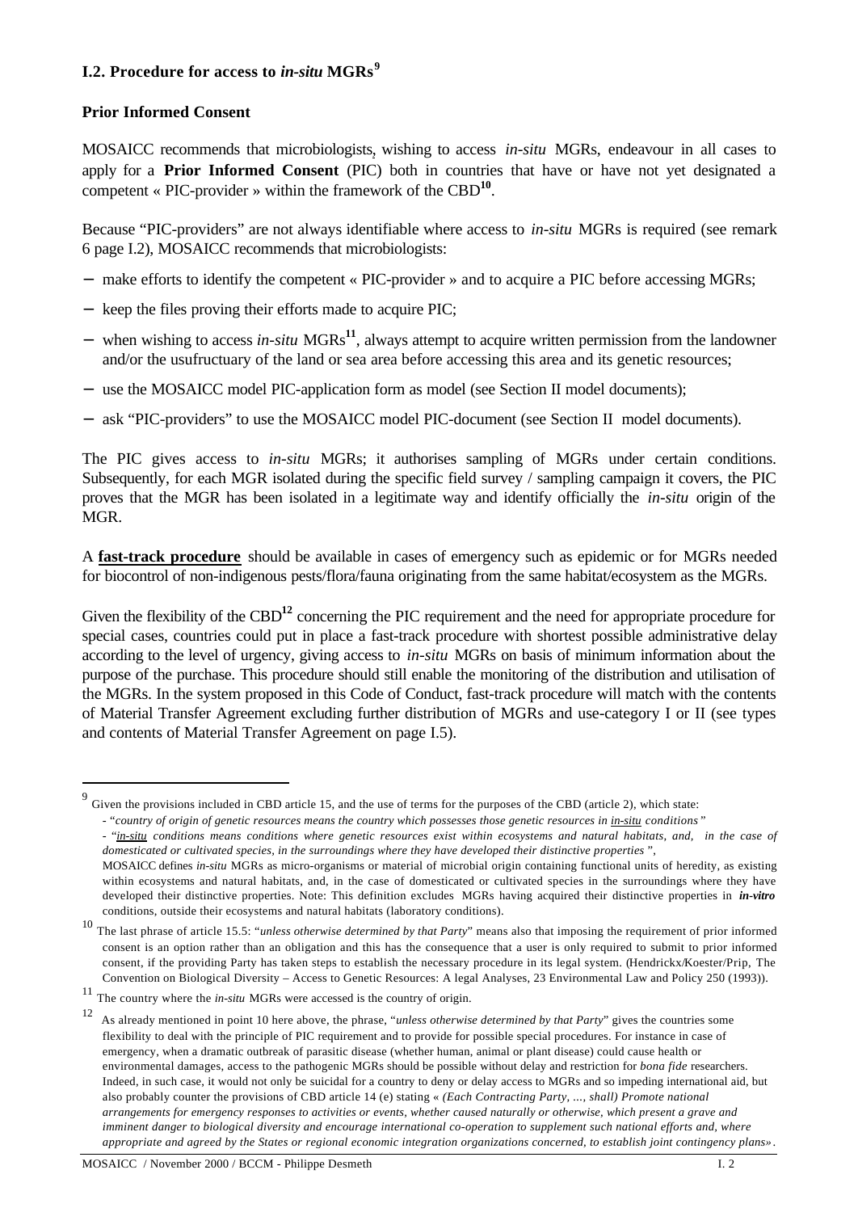### I.2. Procedure for access to *in-situ* MGRs[9]

**Prior Informed Consent**

MOSAICC recommends that microbiologists, wishing to access *in-situ* MGRs, endeavour in all cases to apply for a **Prior Informed Consent** (PIC) both in countries that have or have not yet designated a competent « PIC-provider » within the framework of the CBD[10].

Because "PIC-providers" are not always identifiable where access to *in-situ* MGRs is required (see remark 6 page I.2), MOSAICC recommends that microbiologists:

- make efforts to identify the competent « PIC-provider » and to acquire a PIC before accessing MGRs;
- keep the files proving their efforts made to acquire PIC;
- when wishing to access *in-situ* MGRs[11], always attempt to acquire written permission from the landowner and/or the usufructuary of the land or sea area before accessing this area and its genetic resources;
- use the MOSAICC model PIC-application form as model (see Section II model documents);
- ask "PIC-providers" to use the MOSAICC model PIC-document (see Section II model documents).

The PIC gives access to *in-situ* MGRs; it authorises sampling of MGRs under certain conditions. Subsequently, for each MGR isolated during the specific field survey / sampling campaign it covers, the PIC proves that the MGR has been isolated in a legitimate way and identify officially the *in-situ* origin of the MGR.

A **fast-track procedure** should be available in cases of emergency such as epidemic or for MGRs needed for biocontrol of non-indigenous pests/flora/fauna originating from the same habitat/ecosystem as the MGRs.

Given the flexibility of the CBD[12] concerning the PIC requirement and the need for appropriate procedure for special cases, countries could put in place a fast-track procedure with shortest possible administrative delay according to the level of urgency, giving access to *in-situ* MGRs on basis of minimum information about the purpose of the purchase. This procedure should still enable the monitoring of the distribution and utilisation of the MGRs. In the system proposed in this Code of Conduct, fast-track procedure will match with the contents of Material Transfer Agreement excluding further distribution of MGRs and use-category I or II (see types and contents of Material Transfer Agreement on page I.5).

---

[9] Given the provisions included in CBD article 15, and the use of terms for the purposes of the CBD (article 2), which state:
- "*country of origin of genetic resources means the country which possesses those genetic resources in in-situ conditions*"
- "*in-situ conditions means conditions where genetic resources exist within ecosystems and natural habitats, and, in the case of domesticated or cultivated species, in the surroundings where they have developed their distinctive properties*",
MOSAICC defines *in-situ* MGRs as micro-organisms or material of microbial origin containing functional units of heredity, as existing within ecosystems and natural habitats, and, in the case of domesticated or cultivated species in the surroundings where they have developed their distinctive properties. Note: This definition excludes MGRs having acquired their distinctive properties in ***in-vitro*** conditions, outside their ecosystems and natural habitats (laboratory conditions).

[10] The last phrase of article 15.5: "*unless otherwise determined by that Party*" means also that imposing the requirement of prior informed consent is an option rather than an obligation and this has the consequence that a user is only required to submit to prior informed consent, if the providing Party has taken steps to establish the necessary procedure in its legal system. (Hendrickx/Koester/Prip, The Convention on Biological Diversity – Access to Genetic Resources: A legal Analyses, 23 Environmental Law and Policy 250 (1993)).

[11] The country where the *in-situ* MGRs were accessed is the country of origin.

[12] As already mentioned in point 10 here above, the phrase, "*unless otherwise determined by that Party*" gives the countries some flexibility to deal with the principle of PIC requirement and to provide for possible special procedures. For instance in case of emergency, when a dramatic outbreak of parasitic disease (whether human, animal or plant disease) could cause health or environmental damages, access to the pathogenic MGRs should be possible without delay and restriction for *bona fide* researchers. Indeed, in such case, it would not only be suicidal for a country to deny or delay access to MGRs and so impeding international aid, but also probably counter the provisions of CBD article 14 (e) stating « *(Each Contracting Party, ..., shall) Promote national arrangements for emergency responses to activities or events, whether caused naturally or otherwise, which present a grave and imminent danger to biological diversity and encourage international co-operation to supplement such national efforts and, where appropriate and agreed by the States or regional economic integration organizations concerned, to establish joint contingency plans»*.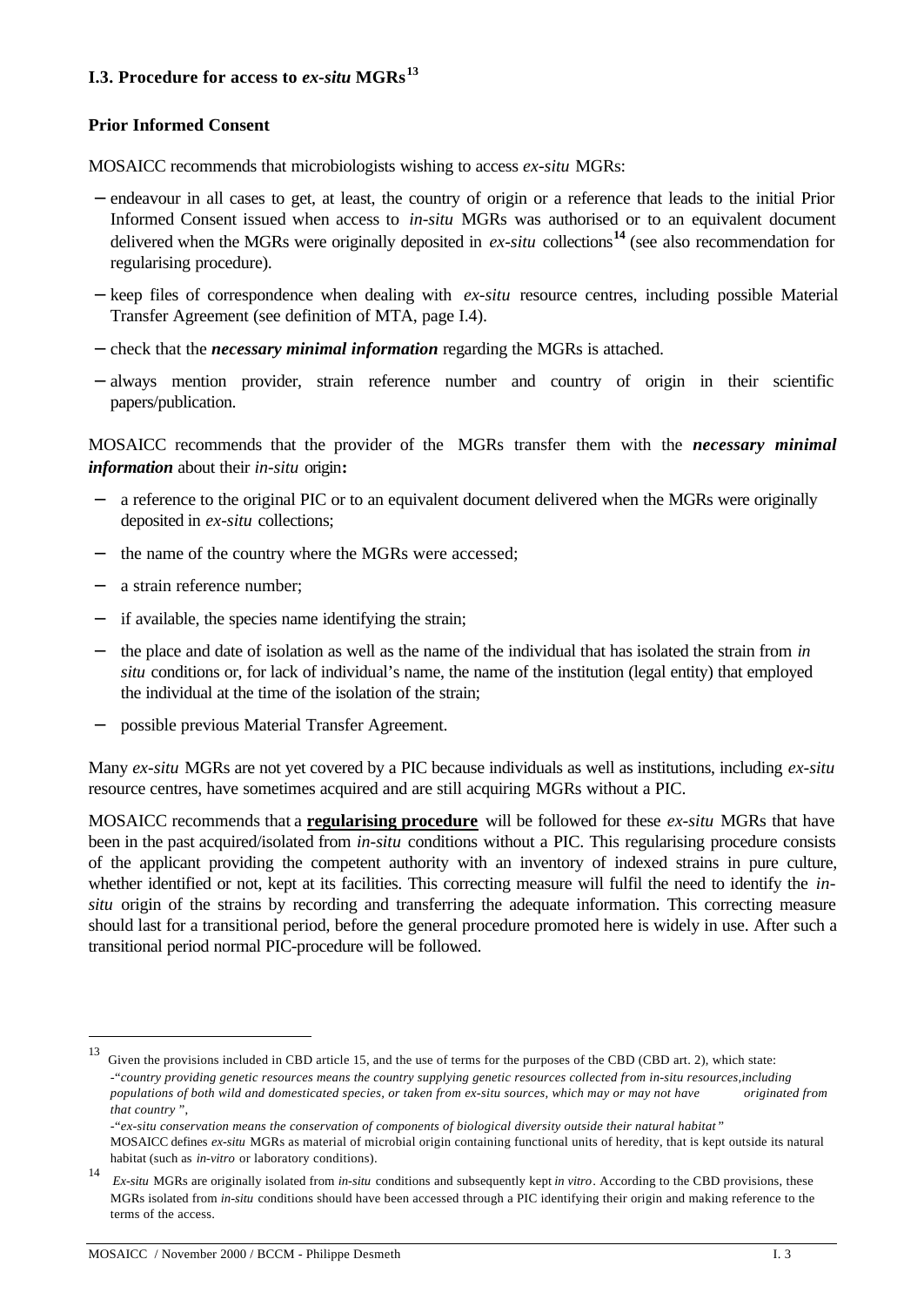### I.3. Procedure for access to *ex-situ* MGRs[13]

**Prior Informed Consent**

MOSAICC recommends that microbiologists wishing to access *ex-situ* MGRs:

- endeavour in all cases to get, at least, the country of origin or a reference that leads to the initial Prior Informed Consent issued when access to *in-situ* MGRs was authorised or to an equivalent document delivered when the MGRs were originally deposited in *ex-situ* collections[14] (see also recommendation for regularising procedure).
- keep files of correspondence when dealing with *ex-situ* resource centres, including possible Material Transfer Agreement (see definition of MTA, page I.4).
- check that the ***necessary minimal information*** regarding the MGRs is attached.
- always mention provider, strain reference number and country of origin in their scientific papers/publication.

MOSAICC recommends that the provider of the MGRs transfer them with the ***necessary minimal information*** about their *in-situ* origin**:**

- a reference to the original PIC or to an equivalent document delivered when the MGRs were originally deposited in *ex-situ* collections;
- the name of the country where the MGRs were accessed;
- a strain reference number;
- if available, the species name identifying the strain;
- the place and date of isolation as well as the name of the individual that has isolated the strain from *in situ* conditions or, for lack of individual's name, the name of the institution (legal entity) that employed the individual at the time of the isolation of the strain;
- possible previous Material Transfer Agreement.

Many *ex-situ* MGRs are not yet covered by a PIC because individuals as well as institutions, including *ex-situ* resource centres, have sometimes acquired and are still acquiring MGRs without a PIC.

MOSAICC recommends that a **regularising procedure** will be followed for these *ex-situ* MGRs that have been in the past acquired/isolated from *in-situ* conditions without a PIC. This regularising procedure consists of the applicant providing the competent authority with an inventory of indexed strains in pure culture, whether identified or not, kept at its facilities. This correcting measure will fulfil the need to identify the *in-situ* origin of the strains by recording and transferring the adequate information. This correcting measure should last for a transitional period, before the general procedure promoted here is widely in use. After such a transitional period normal PIC-procedure will be followed.

---

[13] Given the provisions included in CBD article 15, and the use of terms for the purposes of the CBD (CBD art. 2), which state:
-"*country providing genetic resources means the country supplying genetic resources collected from in-situ resources, including populations of both wild and domesticated species, or taken from ex-situ sources, which may or may not have originated from that country*",
-"*ex-situ conservation means the conservation of components of biological diversity outside their natural habitat*"
MOSAICC defines *ex-situ* MGRs as material of microbial origin containing functional units of heredity, that is kept outside its natural habitat (such as *in-vitro* or laboratory conditions).

[14] *Ex-situ* MGRs are originally isolated from *in-situ* conditions and subsequently kept *in vitro*. According to the CBD provisions, these MGRs isolated from *in-situ* conditions should have been accessed through a PIC identifying their origin and making reference to the terms of the access.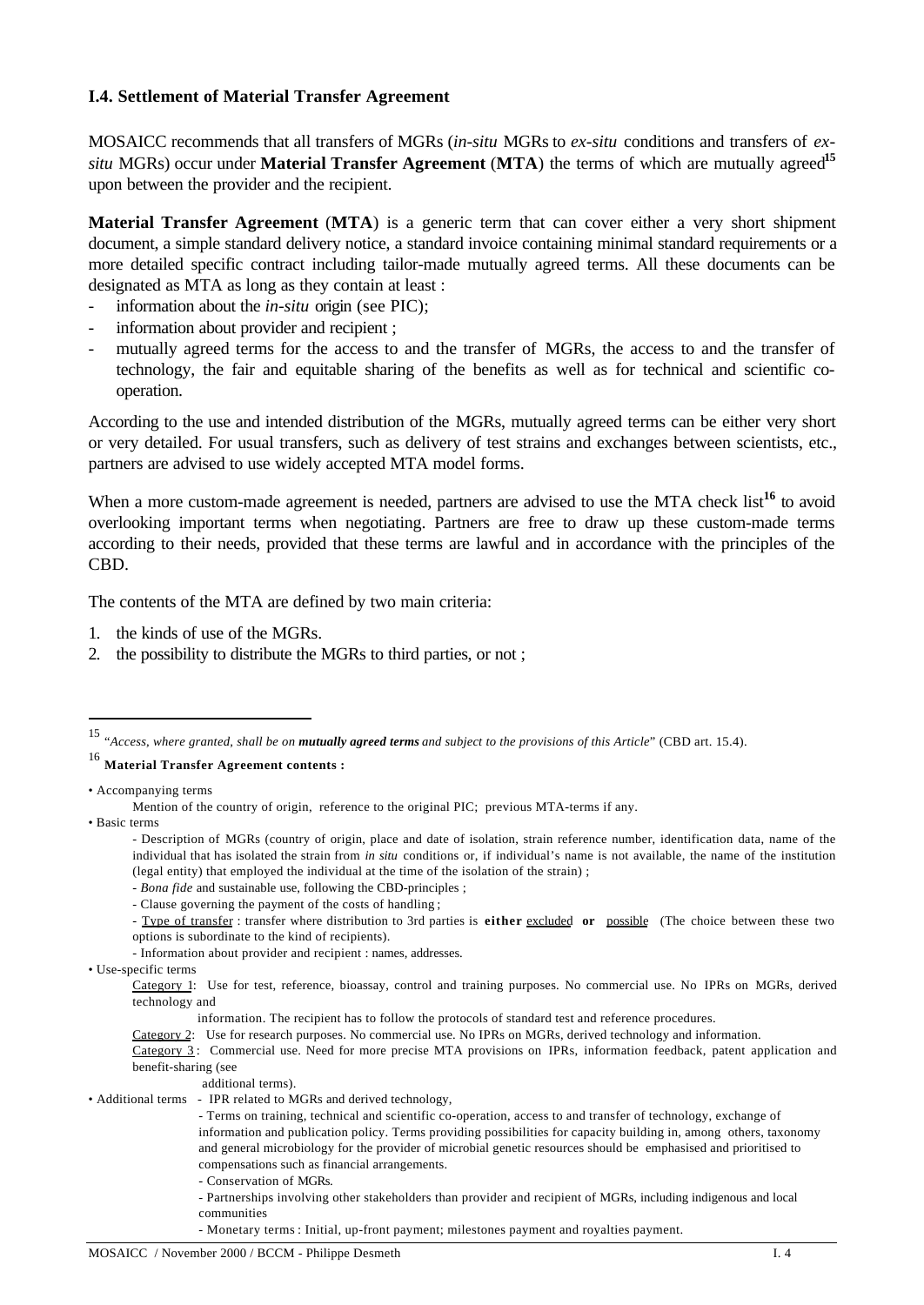### I.4. Settlement of Material Transfer Agreement

MOSAICC recommends that all transfers of MGRs (*in-situ* MGRs to *ex-situ* conditions and transfers of *ex-situ* MGRs) occur under **Material Transfer Agreement** (**MTA**) the terms of which are mutually agreed[15] upon between the provider and the recipient.

**Material Transfer Agreement** (**MTA**) is a generic term that can cover either a very short shipment document, a simple standard delivery notice, a standard invoice containing minimal standard requirements or a more detailed specific contract including tailor-made mutually agreed terms. All these documents can be designated as MTA as long as they contain at least :

- information about the *in-situ* origin (see PIC);
- information about provider and recipient ;
- mutually agreed terms for the access to and the transfer of MGRs, the access to and the transfer of technology, the fair and equitable sharing of the benefits as well as for technical and scientific co-operation.

According to the use and intended distribution of the MGRs, mutually agreed terms can be either very short or very detailed. For usual transfers, such as delivery of test strains and exchanges between scientists, etc., partners are advised to use widely accepted MTA model forms.

When a more custom-made agreement is needed, partners are advised to use the MTA check list[16] to avoid overlooking important terms when negotiating. Partners are free to draw up these custom-made terms according to their needs, provided that these terms are lawful and in accordance with the principles of the CBD.

The contents of the MTA are defined by two main criteria:

1. the kinds of use of the MGRs.
2. the possibility to distribute the MGRs to third parties, or not ;

---

[15] "*Access, where granted, shall be on **mutually agreed terms** and subject to the provisions of this Article*" (CBD art. 15.4).

[16] **Material Transfer Agreement contents :**

• Accompanying terms

Mention of the country of origin, reference to the original PIC; previous MTA-terms if any.

• Basic terms

- Description of MGRs (country of origin, place and date of isolation, strain reference number, identification data, name of the individual that has isolated the strain from *in situ* conditions or, if individual's name is not available, the name of the institution (legal entity) that employed the individual at the time of the isolation of the strain) ;
- *Bona fide* and sustainable use, following the CBD-principles ;
- Clause governing the payment of the costs of handling ;
- Type of transfer : transfer where distribution to 3rd parties is **either** excluded **or** possible (The choice between these two options is subordinate to the kind of recipients).
- Information about provider and recipient : names, addresses.

• Use-specific terms

Category 1: Use for test, reference, bioassay, control and training purposes. No commercial use. No IPRs on MGRs, derived technology and information. The recipient has to follow the protocols of standard test and reference procedures.

Category 2: Use for research purposes. No commercial use. No IPRs on MGRs, derived technology and information.

Category 3: Commercial use. Need for more precise MTA provisions on IPRs, information feedback, patent application and benefit-sharing (see additional terms).

• Additional terms
- IPR related to MGRs and derived technology,
- Terms on training, technical and scientific co-operation, access to and transfer of technology, exchange of information and publication policy. Terms providing possibilities for capacity building in, among others, taxonomy and general microbiology for the provider of microbial genetic resources should be emphasised and prioritised to compensations such as financial arrangements.
- Conservation of MGRs.
- Partnerships involving other stakeholders than provider and recipient of MGRs, including indigenous and local communities
- Monetary terms : Initial, up-front payment; milestones payment and royalties payment.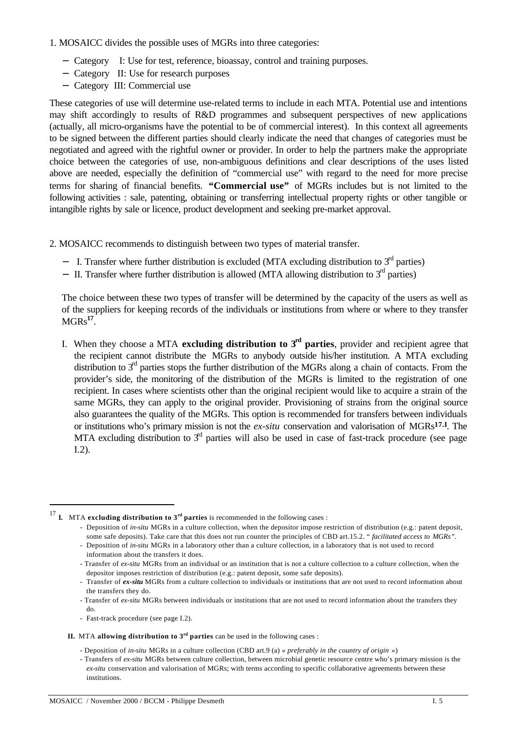1. MOSAICC divides the possible uses of MGRs into three categories:

- Category I: Use for test, reference, bioassay, control and training purposes.
- Category II: Use for research purposes
- Category III: Commercial use

These categories of use will determine use-related terms to include in each MTA. Potential use and intentions may shift accordingly to results of R&D programmes and subsequent perspectives of new applications (actually, all micro-organisms have the potential to be of commercial interest). In this context all agreements to be signed between the different parties should clearly indicate the need that changes of categories must be negotiated and agreed with the rightful owner or provider. In order to help the partners make the appropriate choice between the categories of use, non-ambiguous definitions and clear descriptions of the uses listed above are needed, especially the definition of "commercial use" with regard to the need for more precise terms for sharing of financial benefits. **"Commercial use"** of MGRs includes but is not limited to the following activities : sale, patenting, obtaining or transferring intellectual property rights or other tangible or intangible rights by sale or licence, product development and seeking pre-market approval.

2. MOSAICC recommends to distinguish between two types of material transfer.

- I. Transfer where further distribution is excluded (MTA excluding distribution to 3rd parties)
- II. Transfer where further distribution is allowed (MTA allowing distribution to 3rd parties)

The choice between these two types of transfer will be determined by the capacity of the users as well as of the suppliers for keeping records of the individuals or institutions from where or where to they transfer MGRs[17].

I. When they choose a MTA **excluding distribution to 3rd parties**, provider and recipient agree that the recipient cannot distribute the MGRs to anybody outside his/her institution. A MTA excluding distribution to 3rd parties stops the further distribution of the MGRs along a chain of contacts. From the provider's side, the monitoring of the distribution of the MGRs is limited to the registration of one recipient. In cases where scientists other than the original recipient would like to acquire a strain of the same MGRs, they can apply to the original provider. Provisioning of strains from the original source also guarantees the quality of the MGRs. This option is recommended for transfers between individuals or institutions who's primary mission is not the *ex-situ* conservation and valorisation of MGRs[17.I]. The MTA excluding distribution to 3rd parties will also be used in case of fast-track procedure (see page I.2).

---

[17] **I.** MTA **excluding distribution to 3rd parties** is recommended in the following cases :

- Deposition of *in-situ* MGRs in a culture collection, when the depositor impose restriction of distribution (e.g.: patent deposit, some safe deposits). Take care that this does not run counter the principles of CBD art.15.2. " *facilitated access to MGRs"*.
- Deposition of *in-situ* MGRs in a laboratory other than a culture collection, in a laboratory that is not used to record information about the transfers it does.
- Transfer of *ex-situ* MGRs from an individual or an institution that is not a culture collection to a culture collection, when the depositor imposes restriction of distribution (e.g.: patent deposit, some safe deposits).
- Transfer of ***ex-situ*** MGRs from a culture collection to individuals or institutions that are not used to record information about the transfers they do.
- Transfer of *ex-situ* MGRs between individuals or institutions that are not used to record information about the transfers they do.
- Fast-track procedure (see page I.2).

**II.** MTA **allowing distribution to 3rd parties** can be used in the following cases :

- Deposition of *in-situ* MGRs in a culture collection (CBD art.9 (a) « *preferably in the country of origin* »)
- Transfers of *ex-situ* MGRs between culture collection, between microbial genetic resource centre who's primary mission is the *ex-situ* conservation and valorisation of MGRs; with terms according to specific collaborative agreements between these institutions.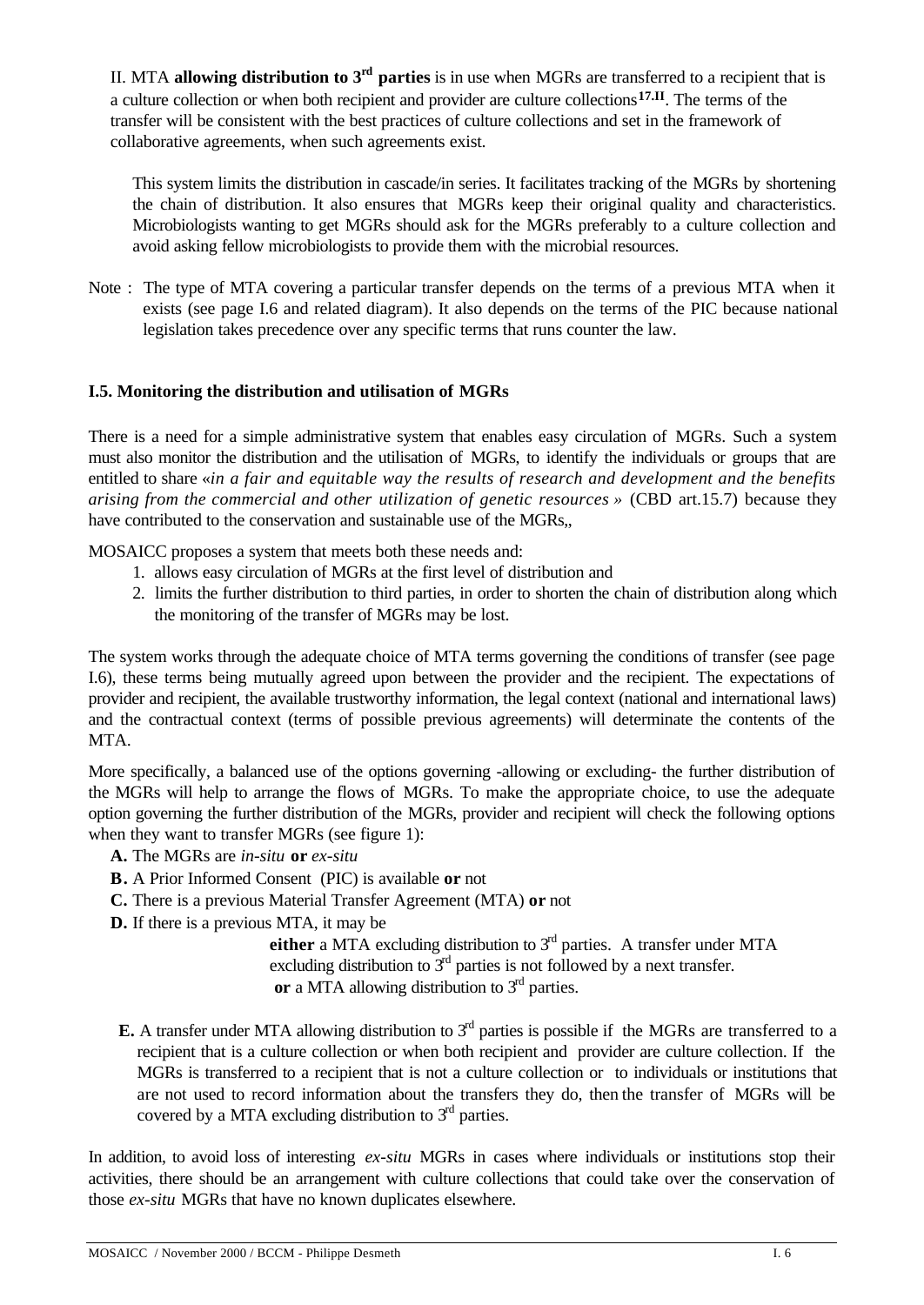II. MTA **allowing distribution to 3rd parties** is in use when MGRs are transferred to a recipient that is a culture collection or when both recipient and provider are culture collections[17.II]. The terms of the transfer will be consistent with the best practices of culture collections and set in the framework of collaborative agreements, when such agreements exist.

This system limits the distribution in cascade/in series. It facilitates tracking of the MGRs by shortening the chain of distribution. It also ensures that MGRs keep their original quality and characteristics. Microbiologists wanting to get MGRs should ask for the MGRs preferably to a culture collection and avoid asking fellow microbiologists to provide them with the microbial resources.

Note : The type of MTA covering a particular transfer depends on the terms of a previous MTA when it exists (see page I.6 and related diagram). It also depends on the terms of the PIC because national legislation takes precedence over any specific terms that runs counter the law.

### I.5. Monitoring the distribution and utilisation of MGRs

There is a need for a simple administrative system that enables easy circulation of MGRs. Such a system must also monitor the distribution and the utilisation of MGRs, to identify the individuals or groups that are entitled to share «*in a fair and equitable way the results of research and development and the benefits arising from the commercial and other utilization of genetic resources* » (CBD art.15.7) because they have contributed to the conservation and sustainable use of the MGRs,,

MOSAICC proposes a system that meets both these needs and:

1. allows easy circulation of MGRs at the first level of distribution and
2. limits the further distribution to third parties, in order to shorten the chain of distribution along which the monitoring of the transfer of MGRs may be lost.

The system works through the adequate choice of MTA terms governing the conditions of transfer (see page I.6), these terms being mutually agreed upon between the provider and the recipient. The expectations of provider and recipient, the available trustworthy information, the legal context (national and international laws) and the contractual context (terms of possible previous agreements) will determinate the contents of the MTA.

More specifically, a balanced use of the options governing -allowing or excluding- the further distribution of the MGRs will help to arrange the flows of MGRs. To make the appropriate choice, to use the adequate option governing the further distribution of the MGRs, provider and recipient will check the following options when they want to transfer MGRs (see figure 1):

**A.** The MGRs are *in-situ* **or** *ex-situ*

**B.** A Prior Informed Consent (PIC) is available **or** not

**C.** There is a previous Material Transfer Agreement (MTA) **or** not

**D.** If there is a previous MTA, it may be

**either** a MTA excluding distribution to 3rd parties. A transfer under MTA excluding distribution to 3rd parties is not followed by a next transfer.
**or** a MTA allowing distribution to 3rd parties.

**E.** A transfer under MTA allowing distribution to 3rd parties is possible if the MGRs are transferred to a recipient that is a culture collection or when both recipient and provider are culture collection. If the MGRs is transferred to a recipient that is not a culture collection or to individuals or institutions that are not used to record information about the transfers they do, then the transfer of MGRs will be covered by a MTA excluding distribution to 3rd parties.

In addition, to avoid loss of interesting *ex-situ* MGRs in cases where individuals or institutions stop their activities, there should be an arrangement with culture collections that could take over the conservation of those *ex-situ* MGRs that have no known duplicates elsewhere.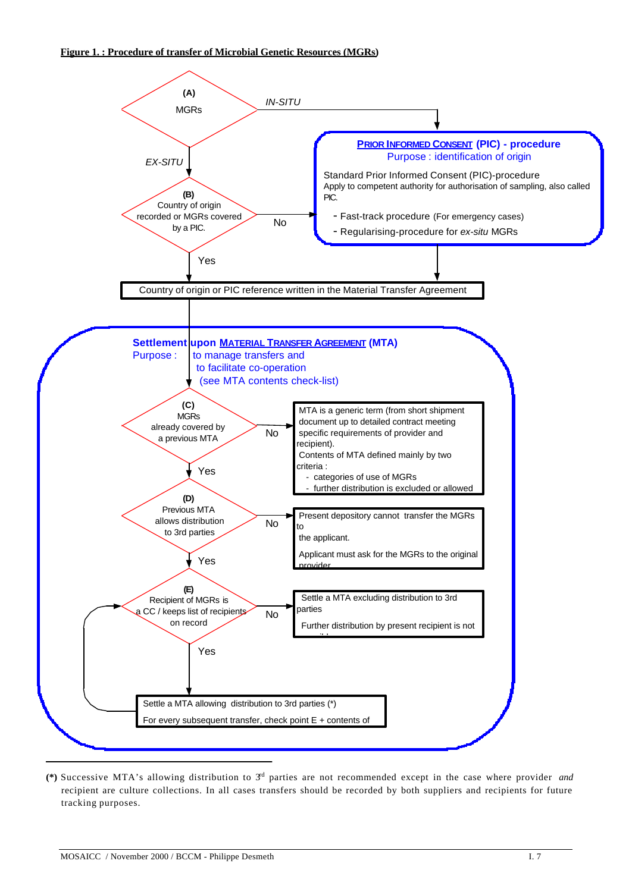**Figure 1. : Procedure of transfer of Microbial Genetic Resources (MGRs)**

**(A)** MGRs

- IN-SITU → PRIOR INFORMED CONSENT (PIC) - procedure
- EX-SITU → (B)

**PRIOR INFORMED CONSENT (PIC) - procedure**
Purpose : identification of origin

Standard Prior Informed Consent (PIC)-procedure
Apply to competent authority for authorisation of sampling, also called PIC.

- Fast-track procedure (For emergency cases)
- Regularising-procedure for *ex-situ* MGRs

**(B)** Country of origin recorded or MGRs covered by a PIC.

- No → PRIOR INFORMED CONSENT (PIC) - procedure
- Yes → Country of origin or PIC reference written in the Material Transfer Agreement

Country of origin or PIC reference written in the Material Transfer Agreement

**Settlement upon MATERIAL TRANSFER AGREEMENT (MTA)**
Purpose : to manage transfers and
to facilitate co-operation
(see MTA contents check-list)

**(C)** MGRs already covered by a previous MTA

- No → MTA is a generic term (from short shipment document up to detailed contract meeting specific requirements of provider and recipient). Contents of MTA defined mainly by two criteria :
  - categories of use of MGRs
  - further distribution is excluded or allowed
- Yes → (D)

**(D)** Previous MTA allows distribution to 3rd parties

- No → Present depository cannot transfer the MGRs to the applicant. Applicant must ask for the MGRs to the original provider.
- Yes → (E)

**(E)** Recipient of MGRs is a CC / keeps list of recipients on record

- No → Settle a MTA excluding distribution to 3rd parties. Further distribution by present recipient is not possible.
- Yes → Settle a MTA allowing distribution to 3rd parties (*). For every subsequent transfer, check point E + contents of MTA (→ back to E)

---

**(*)** Successive MTA's allowing distribution to 3rd parties are not recommended except in the case where provider *and* recipient are culture collections. In all cases transfers should be recorded by both suppliers and recipients for future tracking purposes.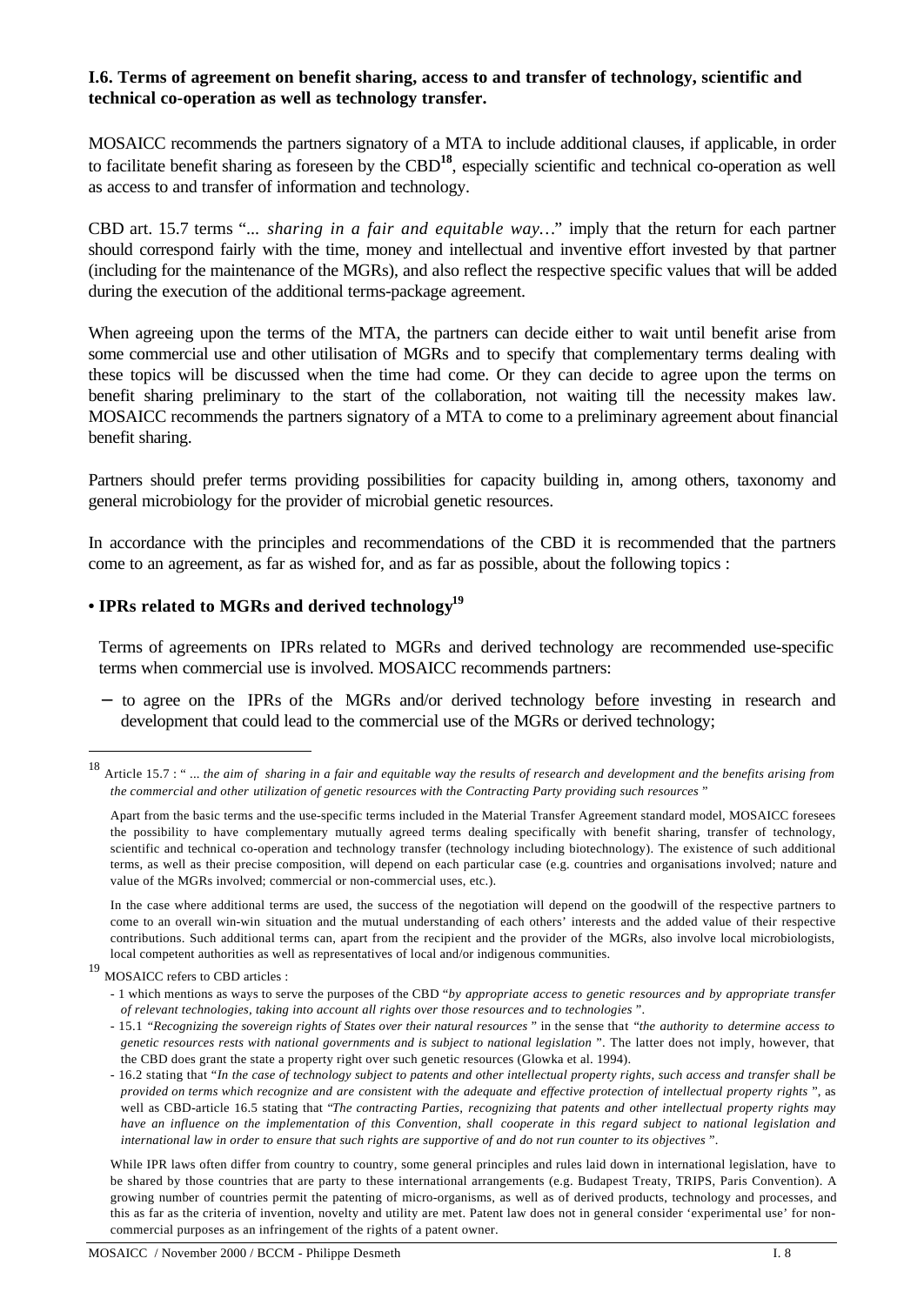**I.6. Terms of agreement on benefit sharing, access to and transfer of technology, scientific and technical co-operation as well as technology transfer.**

MOSAICC recommends the partners signatory of a MTA to include additional clauses, if applicable, in order to facilitate benefit sharing as foreseen by the CBD[18], especially scientific and technical co-operation as well as access to and transfer of information and technology.

CBD art. 15.7 terms "*... sharing in a fair and equitable way…*" imply that the return for each partner should correspond fairly with the time, money and intellectual and inventive effort invested by that partner (including for the maintenance of the MGRs), and also reflect the respective specific values that will be added during the execution of the additional terms-package agreement.

When agreeing upon the terms of the MTA, the partners can decide either to wait until benefit arise from some commercial use and other utilisation of MGRs and to specify that complementary terms dealing with these topics will be discussed when the time had come. Or they can decide to agree upon the terms on benefit sharing preliminary to the start of the collaboration, not waiting till the necessity makes law. MOSAICC recommends the partners signatory of a MTA to come to a preliminary agreement about financial benefit sharing.

Partners should prefer terms providing possibilities for capacity building in, among others, taxonomy and general microbiology for the provider of microbial genetic resources.

In accordance with the principles and recommendations of the CBD it is recommended that the partners come to an agreement, as far as wished for, and as far as possible, about the following topics :

**• IPRs related to MGRs and derived technology[19]**

Terms of agreements on IPRs related to MGRs and derived technology are recommended use-specific terms when commercial use is involved. MOSAICC recommends partners:

– to agree on the IPRs of the MGRs and/or derived technology <u>before</u> investing in research and development that could lead to the commercial use of the MGRs or derived technology;

---

[18] Article 15.7 : " *... the aim of sharing in a fair and equitable way the results of research and development and the benefits arising from the commercial and other utilization of genetic resources with the Contracting Party providing such resources* "

Apart from the basic terms and the use-specific terms included in the Material Transfer Agreement standard model, MOSAICC foresees the possibility to have complementary mutually agreed terms dealing specifically with benefit sharing, transfer of technology, scientific and technical co-operation and technology transfer (technology including biotechnology). The existence of such additional terms, as well as their precise composition, will depend on each particular case (e.g. countries and organisations involved; nature and value of the MGRs involved; commercial or non-commercial uses, etc.).

In the case where additional terms are used, the success of the negotiation will depend on the goodwill of the respective partners to come to an overall win-win situation and the mutual understanding of each others' interests and the added value of their respective contributions. Such additional terms can, apart from the recipient and the provider of the MGRs, also involve local microbiologists, local competent authorities as well as representatives of local and/or indigenous communities.

[19] MOSAICC refers to CBD articles :

- 1 which mentions as ways to serve the purposes of the CBD "*by appropriate access to genetic resources and by appropriate transfer of relevant technologies, taking into account all rights over those resources and to technologies* ".
- 15.1 "*Recognizing the sovereign rights of States over their natural resources* " in the sense that "*the authority to determine access to genetic resources rests with national governments and is subject to national legislation* ". The latter does not imply, however, that the CBD does grant the state a property right over such genetic resources (Glowka et al. 1994).
- 16.2 stating that "*In the case of technology subject to patents and other intellectual property rights, such access and transfer shall be provided on terms which recognize and are consistent with the adequate and effective protection of intellectual property rights* ", as well as CBD-article 16.5 stating that "*The contracting Parties, recognizing that patents and other intellectual property rights may have an influence on the implementation of this Convention, shall cooperate in this regard subject to national legislation and international law in order to ensure that such rights are supportive of and do not run counter to its objectives* ".

While IPR laws often differ from country to country, some general principles and rules laid down in international legislation, have to be shared by those countries that are party to these international arrangements (e.g. Budapest Treaty, TRIPS, Paris Convention). A growing number of countries permit the patenting of micro-organisms, as well as of derived products, technology and processes, and this as far as the criteria of invention, novelty and utility are met. Patent law does not in general consider 'experimental use' for non-commercial purposes as an infringement of the rights of a patent owner.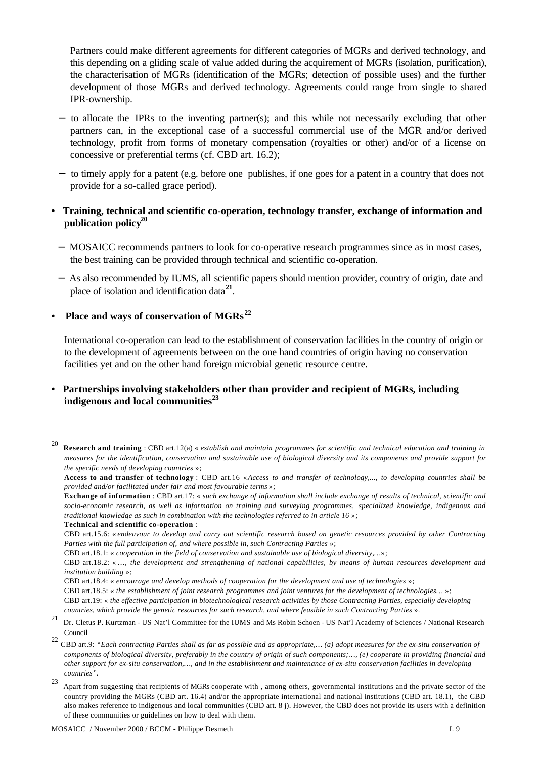Partners could make different agreements for different categories of MGRs and derived technology, and this depending on a gliding scale of value added during the acquirement of MGRs (isolation, purification), the characterisation of MGRs (identification of the MGRs; detection of possible uses) and the further development of those MGRs and derived technology. Agreements could range from single to shared IPR-ownership.

- to allocate the IPRs to the inventing partner(s); and this while not necessarily excluding that other partners can, in the exceptional case of a successful commercial use of the MGR and/or derived technology, profit from forms of monetary compensation (royalties or other) and/or of a license on concessive or preferential terms (cf. CBD art. 16.2);
- to timely apply for a patent (e.g. before one publishes, if one goes for a patent in a country that does not provide for a so-called grace period).

- **Training, technical and scientific co-operation, technology transfer, exchange of information and publication policy**[20]
  - MOSAICC recommends partners to look for co-operative research programmes since as in most cases, the best training can be provided through technical and scientific co-operation.
  - As also recommended by IUMS, all scientific papers should mention provider, country of origin, date and place of isolation and identification data[21].

- **Place and ways of conservation of MGRs**[22]

  International co-operation can lead to the establishment of conservation facilities in the country of origin or to the development of agreements between on the one hand countries of origin having no conservation facilities yet and on the other hand foreign microbial genetic resource centre.

- **Partnerships involving stakeholders other than provider and recipient of MGRs, including indigenous and local communities**[23]

---

[20] **Research and training** : CBD art.12(a) « *establish and maintain programmes for scientific and technical education and training in measures for the identification, conservation and sustainable use of biological diversity and its components and provide support for the specific needs of developing countries* »;

**Access to and transfer of technology** : CBD art.16 «*Access to and transfer of technology,..., to developing countries shall be provided and/or facilitated under fair and most favourable terms* »;

**Exchange of information** : CBD art.17: « *such exchange of information shall include exchange of results of technical, scientific and socio-economic research, as well as information on training and surveying programmes, specialized knowledge, indigenous and traditional knowledge as such in combination with the technologies referred to in article 16* »;

**Technical and scientific co-operation** :

CBD art.15.6: « *endeavour to develop and carry out scientific research based on genetic resources provided by other Contracting Parties with the full participation of, and where possible in, such Contracting Parties* »;

CBD art.18.1: « *cooperation in the field of conservation and sustainable use of biological diversity,...*»;

CBD art.18.2: « *..., the development and strengthening of national capabilities, by means of human resources development and institution building* »;

CBD art.18.4: « *encourage and develop methods of cooperation for the development and use of technologies* »;

CBD art.18.5: « *the establishment of joint research programmes and joint ventures for the development of technologies...* »;

CBD art.19: « *the effective participation in biotechnological research activities by those Contracting Parties, especially developing countries, which provide the genetic resources for such research, and where feasible in such Contracting Parties* ».

[21] Dr. Cletus P. Kurtzman - US Nat'l Committee for the IUMS and Ms Robin Schoen - US Nat'l Academy of Sciences / National Research Council

[22] CBD art.9: *"Each contracting Parties shall as far as possible and as appropriate,... (a) adopt measures for the ex-situ conservation of components of biological diversity, preferably in the country of origin of such components;..., (e) cooperate in providing financial and other support for ex-situ conservation,..., and in the establishment and maintenance of ex-situ conservation facilities in developing countries"*.

[23] Apart from suggesting that recipients of MGRs cooperate with , among others, governmental institutions and the private sector of the country providing the MGRs (CBD art. 16.4) and/or the appropriate international and national institutions (CBD art. 18.1), the CBD also makes reference to indigenous and local communities (CBD art. 8 j). However, the CBD does not provide its users with a definition of these communities or guidelines on how to deal with them.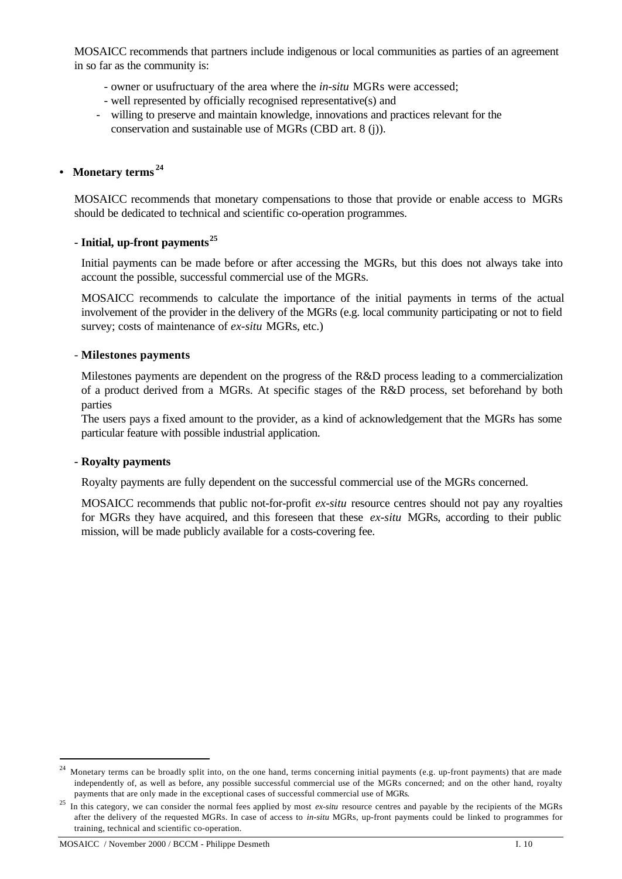MOSAICC recommends that partners include indigenous or local communities as parties of an agreement in so far as the community is:

- owner or usufructuary of the area where the *in-situ* MGRs were accessed;
- well represented by officially recognised representative(s) and
- willing to preserve and maintain knowledge, innovations and practices relevant for the conservation and sustainable use of MGRs (CBD art. 8 (j)).

- **Monetary terms**[24]

MOSAICC recommends that monetary compensations to those that provide or enable access to MGRs should be dedicated to technical and scientific co-operation programmes.

**- Initial, up-front payments**[25]

Initial payments can be made before or after accessing the MGRs, but this does not always take into account the possible, successful commercial use of the MGRs.

MOSAICC recommends to calculate the importance of the initial payments in terms of the actual involvement of the provider in the delivery of the MGRs (e.g. local community participating or not to field survey; costs of maintenance of *ex-situ* MGRs, etc.)

- **Milestones payments**

Milestones payments are dependent on the progress of the R&D process leading to a commercialization of a product derived from a MGRs. At specific stages of the R&D process, set beforehand by both parties

The users pays a fixed amount to the provider, as a kind of acknowledgement that the MGRs has some particular feature with possible industrial application.

**- Royalty payments**

Royalty payments are fully dependent on the successful commercial use of the MGRs concerned.

MOSAICC recommends that public not-for-profit *ex-situ* resource centres should not pay any royalties for MGRs they have acquired, and this foreseen that these *ex-situ* MGRs, according to their public mission, will be made publicly available for a costs-covering fee.

---

[24] Monetary terms can be broadly split into, on the one hand, terms concerning initial payments (e.g. up-front payments) that are made independently of, as well as before, any possible successful commercial use of the MGRs concerned; and on the other hand, royalty payments that are only made in the exceptional cases of successful commercial use of MGRs.

[25] In this category, we can consider the normal fees applied by most *ex-situ* resource centres and payable by the recipients of the MGRs after the delivery of the requested MGRs. In case of access to *in-situ* MGRs, up-front payments could be linked to programmes for training, technical and scientific co-operation.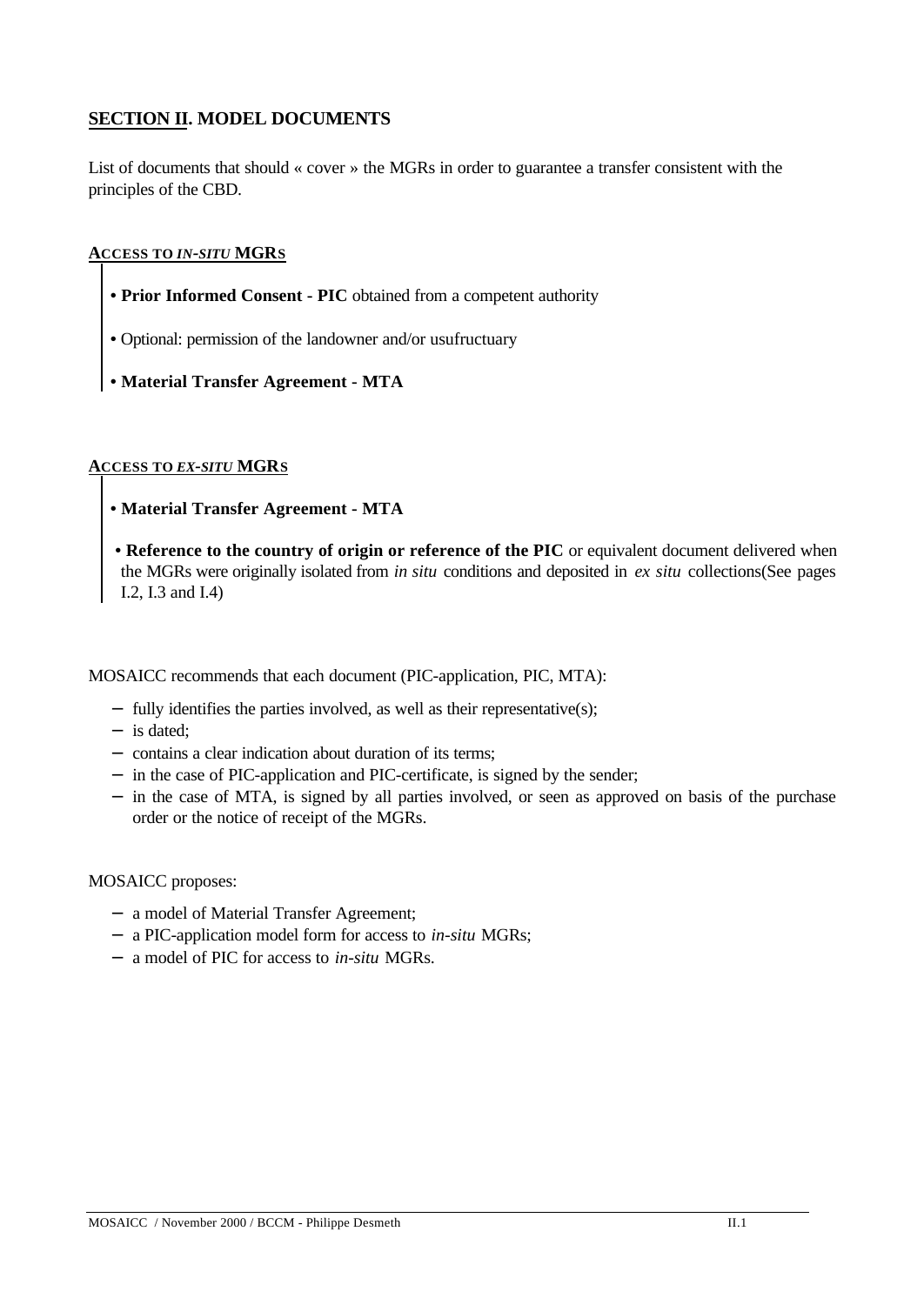## SECTION II. MODEL DOCUMENTS

List of documents that should « cover » the MGRs in order to guarantee a transfer consistent with the principles of the CBD.

### ACCESS TO *IN-SITU* MGRS

- **Prior Informed Consent - PIC** obtained from a competent authority
- Optional: permission of the landowner and/or usufructuary
- **Material Transfer Agreement - MTA**

### ACCESS TO *EX-SITU* MGRS

- **Material Transfer Agreement - MTA**
- **Reference to the country of origin or reference of the PIC** or equivalent document delivered when the MGRs were originally isolated from *in situ* conditions and deposited in *ex situ* collections(See pages I.2, I.3 and I.4)

MOSAICC recommends that each document (PIC-application, PIC, MTA):

- fully identifies the parties involved, as well as their representative(s);
- is dated;
- contains a clear indication about duration of its terms;
- in the case of PIC-application and PIC-certificate, is signed by the sender;
- in the case of MTA, is signed by all parties involved, or seen as approved on basis of the purchase order or the notice of receipt of the MGRs.

MOSAICC proposes:

- a model of Material Transfer Agreement;
- a PIC-application model form for access to *in-situ* MGRs;
- a model of PIC for access to *in-situ* MGRs.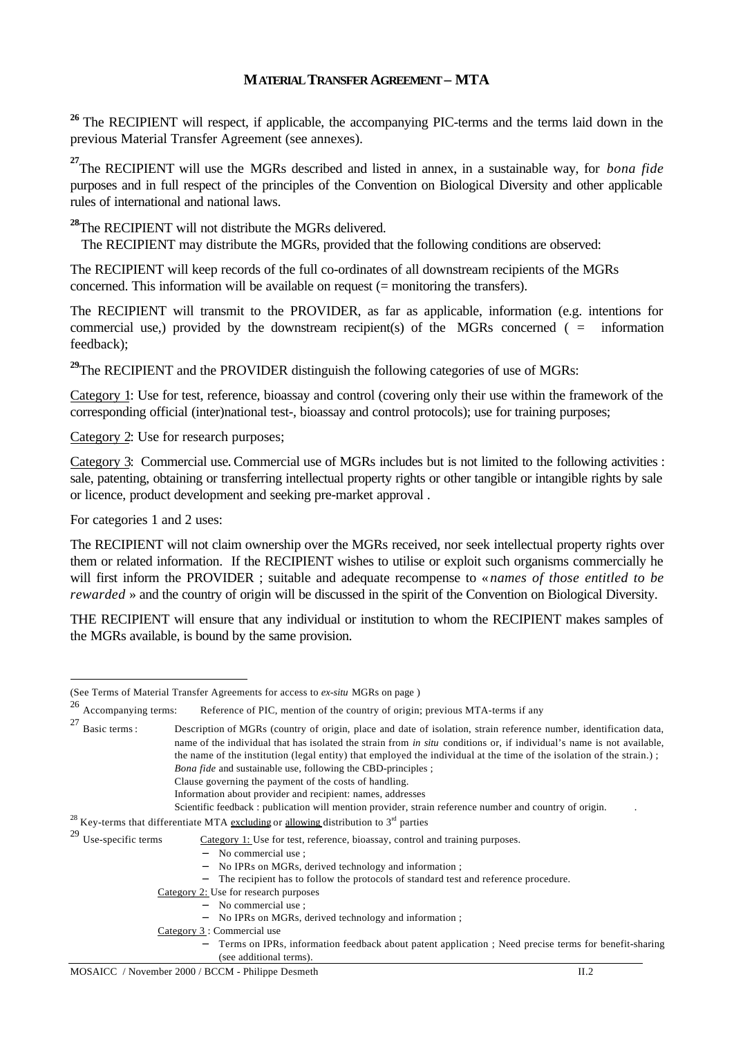# MATERIAL TRANSFER AGREEMENT – MTA

[26] The RECIPIENT will respect, if applicable, the accompanying PIC-terms and the terms laid down in the previous Material Transfer Agreement (see annexes).

[27] The RECIPIENT will use the MGRs described and listed in annex, in a sustainable way, for *bona fide* purposes and in full respect of the principles of the Convention on Biological Diversity and other applicable rules of international and national laws.

[28] The RECIPIENT will not distribute the MGRs delivered.
The RECIPIENT may distribute the MGRs, provided that the following conditions are observed:

The RECIPIENT will keep records of the full co-ordinates of all downstream recipients of the MGRs concerned. This information will be available on request (= monitoring the transfers).

The RECIPIENT will transmit to the PROVIDER, as far as applicable, information (e.g. intentions for commercial use,) provided by the downstream recipient(s) of the MGRs concerned ( = information feedback);

[29] The RECIPIENT and the PROVIDER distinguish the following categories of use of MGRs:

<u>Category 1</u>: Use for test, reference, bioassay and control (covering only their use within the framework of the corresponding official (inter)national test-, bioassay and control protocols); use for training purposes;

<u>Category 2</u>: Use for research purposes;

<u>Category 3</u>: Commercial use. Commercial use of MGRs includes but is not limited to the following activities : sale, patenting, obtaining or transferring intellectual property rights or other tangible or intangible rights by sale or licence, product development and seeking pre-market approval .

For categories 1 and 2 uses:

The RECIPIENT will not claim ownership over the MGRs received, nor seek intellectual property rights over them or related information. If the RECIPIENT wishes to utilise or exploit such organisms commercially he will first inform the PROVIDER ; suitable and adequate recompense to «*names of those entitled to be rewarded* » and the country of origin will be discussed in the spirit of the Convention on Biological Diversity.

THE RECIPIENT will ensure that any individual or institution to whom the RECIPIENT makes samples of the MGRs available, is bound by the same provision.

---

(See Terms of Material Transfer Agreements for access to *ex-situ* MGRs on page )

[26] Accompanying terms: Reference of PIC, mention of the country of origin; previous MTA-terms if any

[27] Basic terms : Description of MGRs (country of origin, place and date of isolation, strain reference number, identification data, name of the individual that has isolated the strain from *in situ* conditions or, if individual's name is not available, the name of the institution (legal entity) that employed the individual at the time of the isolation of the strain.) ;
*Bona fide* and sustainable use, following the CBD-principles ;
Clause governing the payment of the costs of handling.
Information about provider and recipient: names, addresses
Scientific feedback : publication will mention provider, strain reference number and country of origin.

[28] Key-terms that differentiate MTA <u>excluding</u> or <u>allowing</u> distribution to 3rd parties

[29] Use-specific terms

<u>Category 1:</u> Use for test, reference, bioassay, control and training purposes.
- No commercial use ;
- No IPRs on MGRs, derived technology and information ;
- The recipient has to follow the protocols of standard test and reference procedure.

<u>Category 2:</u> Use for research purposes
- No commercial use ;
- No IPRs on MGRs, derived technology and information ;

<u>Category 3</u> : Commercial use
- Terms on IPRs, information feedback about patent application ; Need precise terms for benefit-sharing (see additional terms).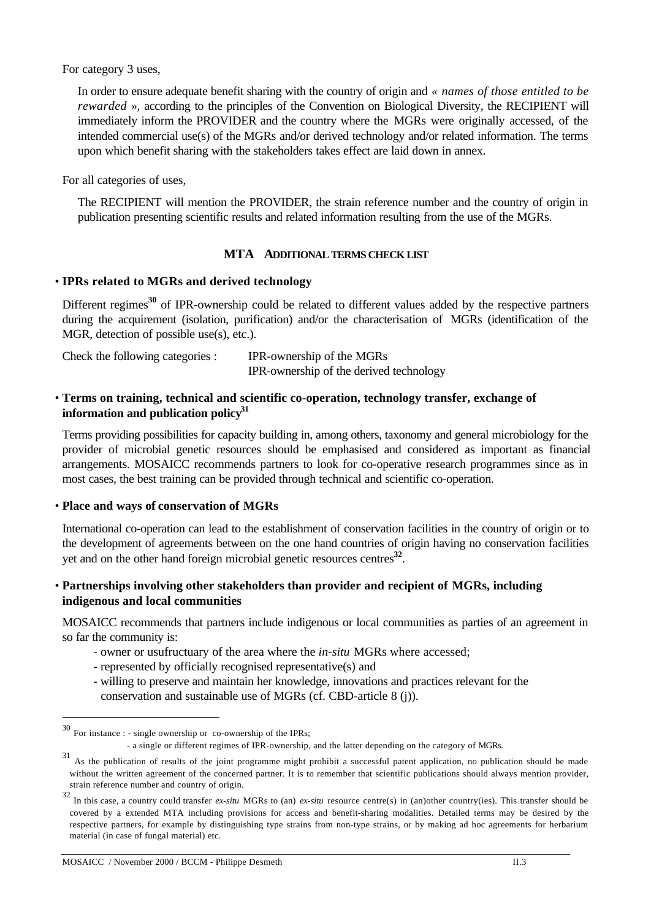For category 3 uses,

In order to ensure adequate benefit sharing with the country of origin and *« names of those entitled to be rewarded »*, according to the principles of the Convention on Biological Diversity, the RECIPIENT will immediately inform the PROVIDER and the country where the MGRs were originally accessed, of the intended commercial use(s) of the MGRs and/or derived technology and/or related information. The terms upon which benefit sharing with the stakeholders takes effect are laid down in annex.

For all categories of uses,

The RECIPIENT will mention the PROVIDER, the strain reference number and the country of origin in publication presenting scientific results and related information resulting from the use of the MGRs.

## MTA ADDITIONAL TERMS CHECK LIST

• **IPRs related to MGRs and derived technology**

Different regimes[30] of IPR-ownership could be related to different values added by the respective partners during the acquirement (isolation, purification) and/or the characterisation of MGRs (identification of the MGR, detection of possible use(s), etc.).

Check the following categories : IPR-ownership of the MGRs
IPR-ownership of the derived technology

• **Terms on training, technical and scientific co-operation, technology transfer, exchange of information and publication policy**[31]

Terms providing possibilities for capacity building in, among others, taxonomy and general microbiology for the provider of microbial genetic resources should be emphasised and considered as important as financial arrangements. MOSAICC recommends partners to look for co-operative research programmes since as in most cases, the best training can be provided through technical and scientific co-operation.

• **Place and ways of conservation of MGRs**

International co-operation can lead to the establishment of conservation facilities in the country of origin or to the development of agreements between on the one hand countries of origin having no conservation facilities yet and on the other hand foreign microbial genetic resources centres[32].

• **Partnerships involving other stakeholders than provider and recipient of MGRs, including indigenous and local communities**

MOSAICC recommends that partners include indigenous or local communities as parties of an agreement in so far the community is:

- owner or usufructuary of the area where the *in-situ* MGRs where accessed;
- represented by officially recognised representative(s) and
- willing to preserve and maintain her knowledge, innovations and practices relevant for the conservation and sustainable use of MGRs (cf. CBD-article 8 (j)).

---

[30] For instance : - single ownership or co-ownership of the IPRs;
- a single or different regimes of IPR-ownership, and the latter depending on the category of MGRs.

[31] As the publication of results of the joint programme might prohibit a successful patent application, no publication should be made without the written agreement of the concerned partner. It is to remember that scientific publications should always mention provider, strain reference number and country of origin.

[32] In this case, a country could transfer *ex-situ* MGRs to (an) *ex-situ* resource centre(s) in (an)other country(ies). This transfer should be covered by a extended MTA including provisions for access and benefit-sharing modalities. Detailed terms may be desired by the respective partners, for example by distinguishing type strains from non-type strains, or by making ad hoc agreements for herbarium material (in case of fungal material) etc.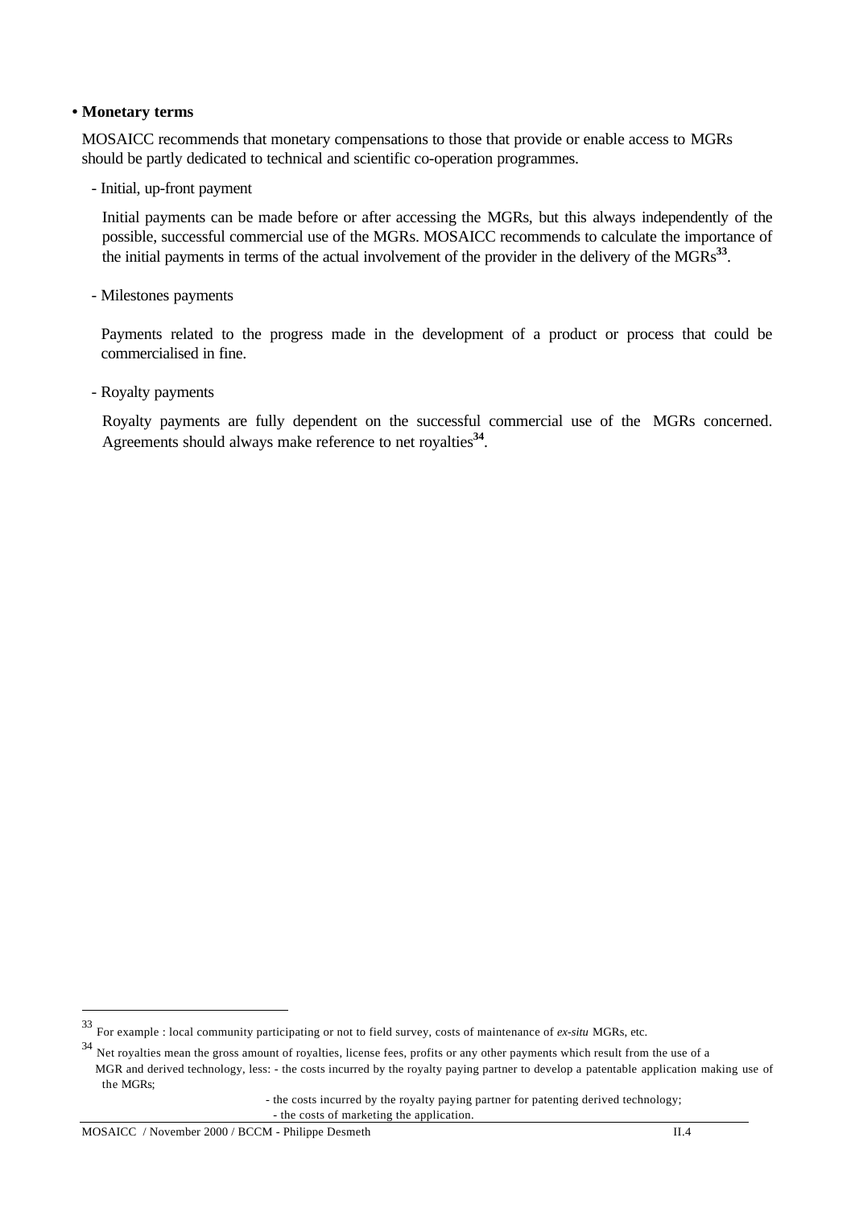- **Monetary terms**

MOSAICC recommends that monetary compensations to those that provide or enable access to MGRs should be partly dedicated to technical and scientific co-operation programmes.

- Initial, up-front payment

Initial payments can be made before or after accessing the MGRs, but this always independently of the possible, successful commercial use of the MGRs. MOSAICC recommends to calculate the importance of the initial payments in terms of the actual involvement of the provider in the delivery of the MGRs[33].

- Milestones payments

Payments related to the progress made in the development of a product or process that could be commercialised in fine.

- Royalty payments

Royalty payments are fully dependent on the successful commercial use of the MGRs concerned. Agreements should always make reference to net royalties[34].

---

[33] For example : local community participating or not to field survey, costs of maintenance of *ex-situ* MGRs, etc.

[34] Net royalties mean the gross amount of royalties, license fees, profits or any other payments which result from the use of a MGR and derived technology, less: - the costs incurred by the royalty paying partner to develop a patentable application making use of the MGRs;

- the costs incurred by the royalty paying partner for patenting derived technology;
- the costs of marketing the application.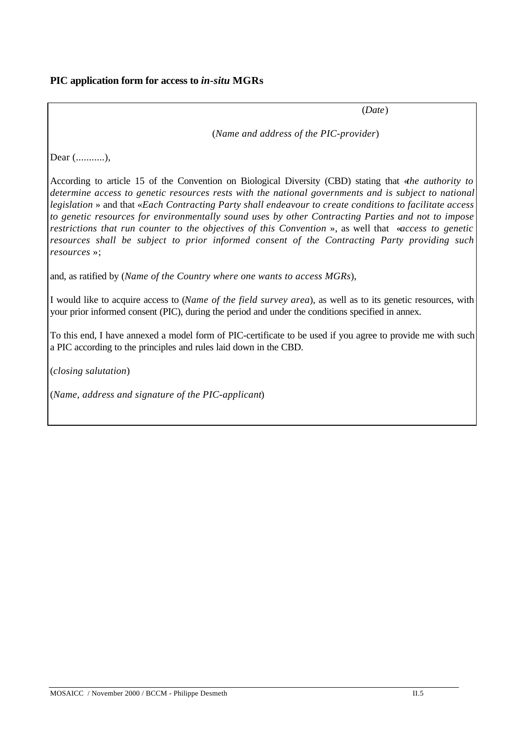**PIC application form for access to *in-situ* MGRs**

(*Date*)

(*Name and address of the PIC-provider*)

Dear (...........),

According to article 15 of the Convention on Biological Diversity (CBD) stating that «*the authority to determine access to genetic resources rests with the national governments and is subject to national legislation* » and that «*Each Contracting Party shall endeavour to create conditions to facilitate access to genetic resources for environmentally sound uses by other Contracting Parties and not to impose restrictions that run counter to the objectives of this Convention* », as well that «*access to genetic resources shall be subject to prior informed consent of the Contracting Party providing such resources* »;

and, as ratified by (*Name of the Country where one wants to access MGRs*),

I would like to acquire access to (*Name of the field survey area*), as well as to its genetic resources, with your prior informed consent (PIC), during the period and under the conditions specified in annex.

To this end, I have annexed a model form of PIC-certificate to be used if you agree to provide me with such a PIC according to the principles and rules laid down in the CBD.

(*closing salutation*)

(*Name, address and signature of the PIC-applicant*)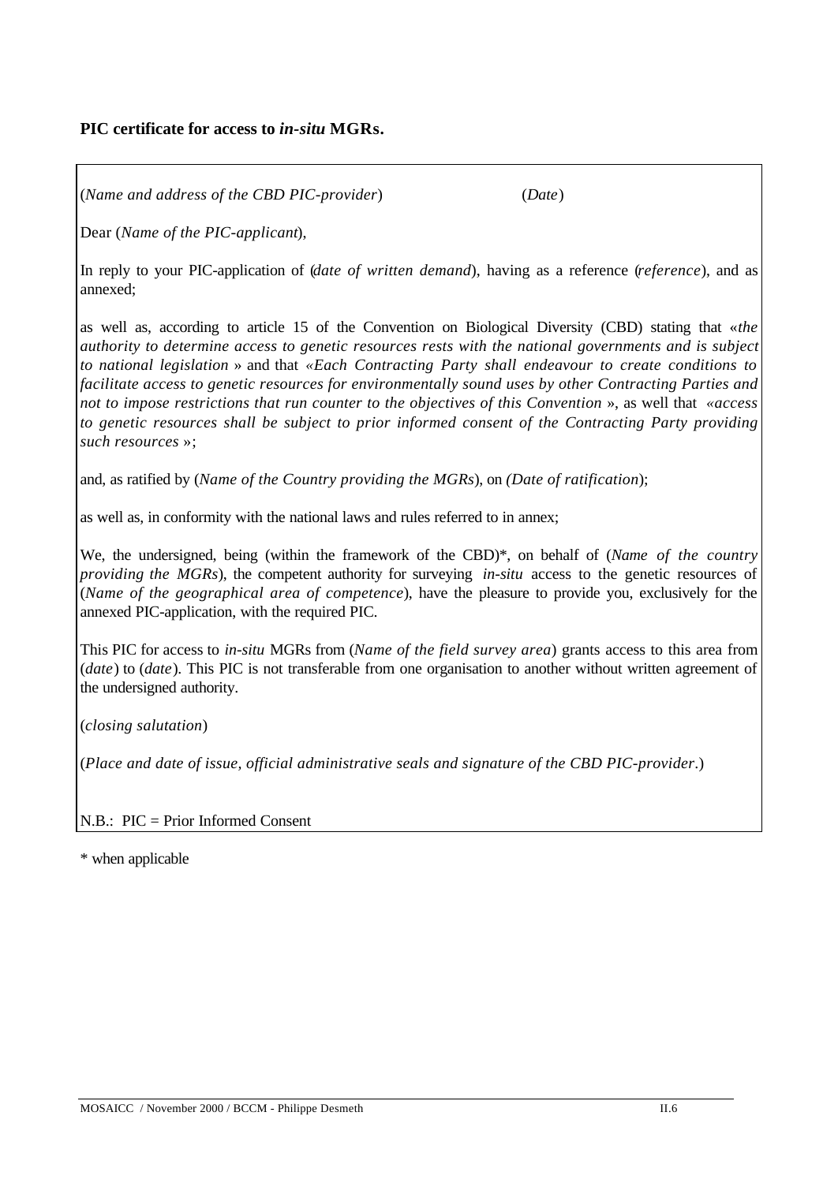**PIC certificate for access to *in-situ* MGRs.**

(*Name and address of the CBD PIC-provider*) (*Date*)

Dear (*Name of the PIC-applicant*),

In reply to your PIC-application of (*date of written demand*), having as a reference (*reference*), and as annexed;

as well as, according to article 15 of the Convention on Biological Diversity (CBD) stating that «*the authority to determine access to genetic resources rests with the national governments and is subject to national legislation* » and that *«Each Contracting Party shall endeavour to create conditions to facilitate access to genetic resources for environmentally sound uses by other Contracting Parties and not to impose restrictions that run counter to the objectives of this Convention* », as well that *«access to genetic resources shall be subject to prior informed consent of the Contracting Party providing such resources* »;

and, as ratified by (*Name of the Country providing the MGRs*), on *(Date of ratification*);

as well as, in conformity with the national laws and rules referred to in annex;

We, the undersigned, being (within the framework of the CBD)*, on behalf of (*Name of the country providing the MGRs*), the competent authority for surveying *in-situ* access to the genetic resources of (*Name of the geographical area of competence*), have the pleasure to provide you, exclusively for the annexed PIC-application, with the required PIC.

This PIC for access to *in-situ* MGRs from (*Name of the field survey area*) grants access to this area from (*date*) to (*date*). This PIC is not transferable from one organisation to another without written agreement of the undersigned authority.

(*closing salutation*)

(*Place and date of issue, official administrative seals and signature of the CBD PIC-provider*.)

N.B.: PIC = Prior Informed Consent

\* when applicable